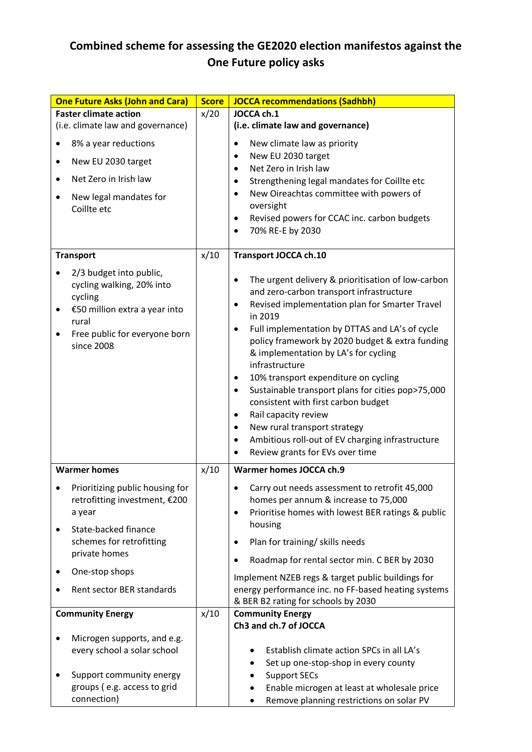# Combined scheme for assessing the GE2020 election manifestos against the One Future policy asks

| One Future Asks (John and Cara) | Score | JOCCA recommendations (Sadhbh) |
|---|---|---|
| **Faster climate action**<br>(i.e. climate law and governance)<br>• 8% a year reductions<br>• New EU 2030 target<br>• Net Zero in Irish law<br>• New legal mandates for Coillte etc | x/20 | **JOCCA ch.1**<br>**(i.e. climate law and governance)**<br>• New climate law as priority<br>• New EU 2030 target<br>• Net Zero in Irish law<br>• Strengthening legal mandates for Coillte etc<br>• New Oireachtas committee with powers of oversight<br>• Revised powers for CCAC inc. carbon budgets<br>• 70% RE-E by 2030 |
| **Transport**<br>• 2/3 budget into public, cycling walking, 20% into cycling<br>• €50 million extra a year into rural<br>• Free public for everyone born since 2008 | x/10 | **Transport JOCCA ch.10**<br>• The urgent delivery & prioritisation of low-carbon and zero-carbon transport infrastructure<br>• Revised implementation plan for Smarter Travel in 2019<br>• Full implementation by DTTAS and LA's of cycle policy framework by 2020 budget & extra funding & implementation by LA's for cycling infrastructure<br>• 10% transport expenditure on cycling<br>• Sustainable transport plans for cities pop>75,000 consistent with first carbon budget<br>• Rail capacity review<br>• New rural transport strategy<br>• Ambitious roll-out of EV charging infrastructure<br>• Review grants for EVs over time |
| **Warmer homes**<br>• Prioritizing public housing for retrofitting investment, €200 a year<br>• State-backed finance schemes for retrofitting private homes<br>• One-stop shops<br>• Rent sector BER standards | x/10 | **Warmer homes JOCCA ch.9**<br>• Carry out needs assessment to retrofit 45,000 homes per annum & increase to 75,000<br>• Prioritise homes with lowest BER ratings & public housing<br>• Plan for training/ skills needs<br>• Roadmap for rental sector min. C BER by 2030<br>Implement NZEB regs & target public buildings for energy performance inc. no FF-based heating systems & BER B2 rating for schools by 2030 |
| **Community Energy**<br>• Microgen supports, and e.g. every school a solar school<br>• Support community energy groups ( e.g. access to grid connection) | x/10 | **Community Energy**<br>**Ch3 and ch.7 of JOCCA**<br>• Establish climate action SPCs in all LA's<br>• Set up one-stop-shop in every county<br>• Support SECs<br>• Enable microgen at least at wholesale price<br>• Remove planning restrictions on solar PV |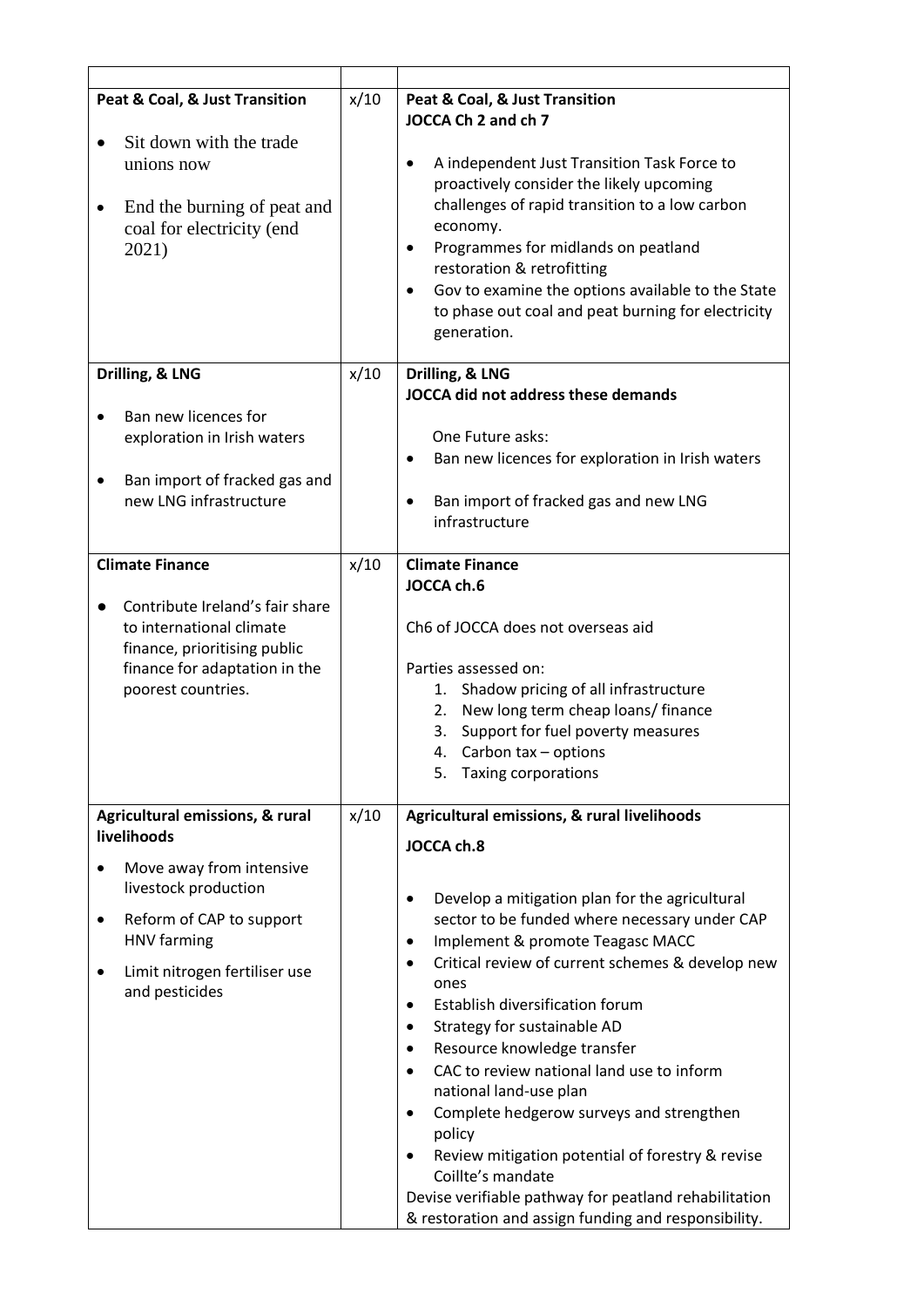| | | |
|---|---|---|
| **Peat & Coal, & Just Transition**<br><br>• Sit down with the trade unions now<br><br>• End the burning of peat and coal for electricity (end 2021) | x/10 | **Peat & Coal, & Just Transition**<br>**JOCCA Ch 2 and ch 7**<br><br>• A independent Just Transition Task Force to proactively consider the likely upcoming challenges of rapid transition to a low carbon economy.<br>• Programmes for midlands on peatland restoration & retrofitting<br>• Gov to examine the options available to the State to phase out coal and peat burning for electricity generation. |
| **Drilling, & LNG**<br><br>• Ban new licences for exploration in Irish waters<br><br>• Ban import of fracked gas and new LNG infrastructure | x/10 | **Drilling, & LNG**<br>**JOCCA did not address these demands**<br><br>One Future asks:<br>• Ban new licences for exploration in Irish waters<br><br>• Ban import of fracked gas and new LNG infrastructure |
| **Climate Finance**<br><br>● Contribute Ireland's fair share to international climate finance, prioritising public finance for adaptation in the poorest countries. | x/10 | **Climate Finance**<br>**JOCCA ch.6**<br><br>Ch6 of JOCCA does not overseas aid<br><br>Parties assessed on:<br>1. Shadow pricing of all infrastructure<br>2. New long term cheap loans/ finance<br>3. Support for fuel poverty measures<br>4. Carbon tax – options<br>5. Taxing corporations |
| **Agricultural emissions, & rural livelihoods**<br><br>• Move away from intensive livestock production<br><br>• Reform of CAP to support HNV farming<br><br>• Limit nitrogen fertiliser use and pesticides | x/10 | **Agricultural emissions, & rural livelihoods**<br><br>**JOCCA ch.8**<br><br>• Develop a mitigation plan for the agricultural sector to be funded where necessary under CAP<br>• Implement & promote Teagasc MACC<br>• Critical review of current schemes & develop new ones<br>• Establish diversification forum<br>• Strategy for sustainable AD<br>• Resource knowledge transfer<br>• CAC to review national land use to inform national land-use plan<br>• Complete hedgerow surveys and strengthen policy<br>• Review mitigation potential of forestry & revise Coillte's mandate<br><br>Devise verifiable pathway for peatland rehabilitation & restoration and assign funding and responsibility. |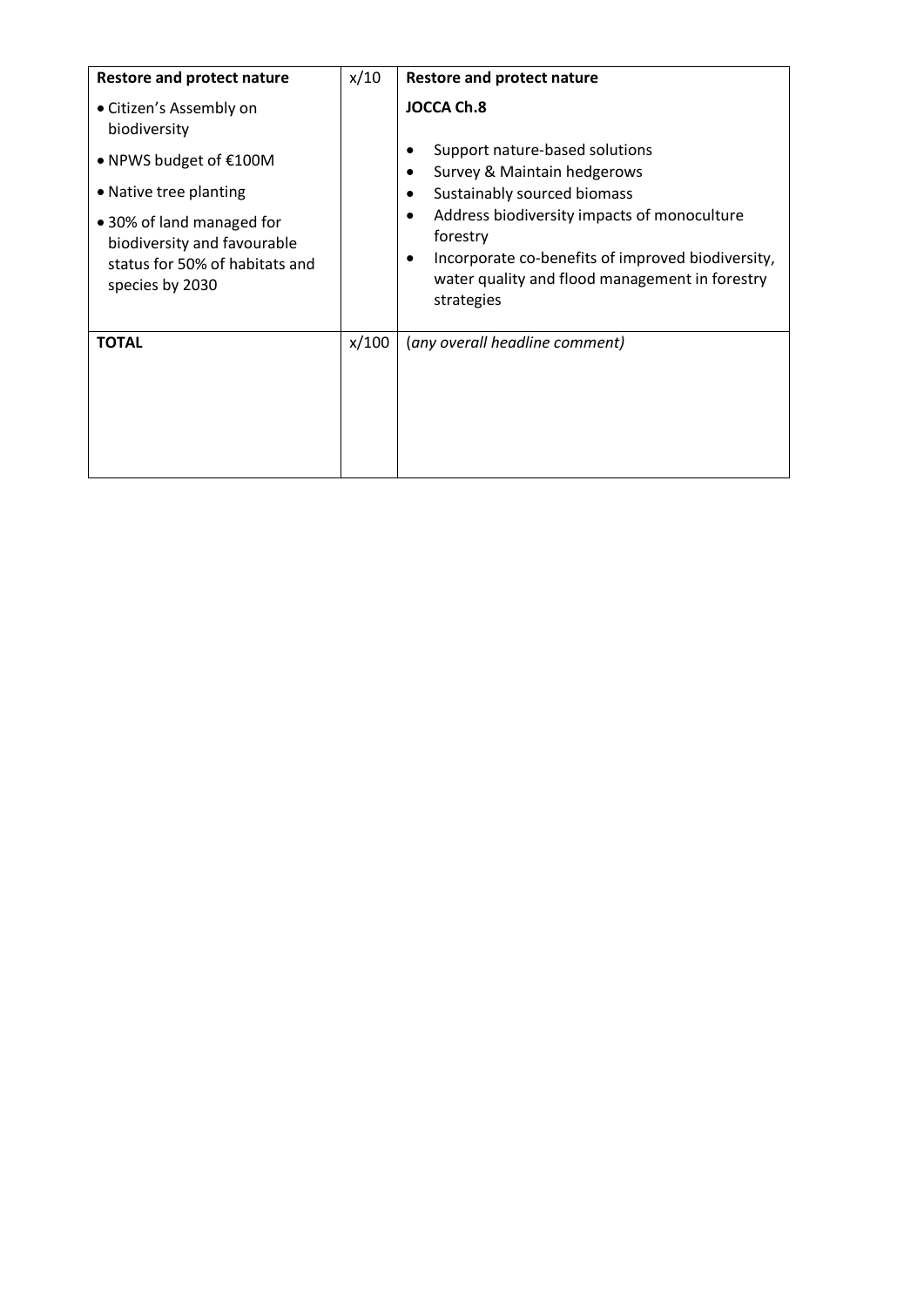| | | |
|---|---|---|
| **Restore and protect nature**<br>• Citizen's Assembly on biodiversity<br>• NPWS budget of €100M<br>• Native tree planting<br>• 30% of land managed for biodiversity and favourable status for 50% of habitats and species by 2030 | x/10 | **Restore and protect nature**<br>**JOCCA Ch.8**<br>• Support nature-based solutions<br>• Survey & Maintain hedgerows<br>• Sustainably sourced biomass<br>• Address biodiversity impacts of monoculture forestry<br>• Incorporate co-benefits of improved biodiversity, water quality and flood management in forestry strategies |
| **TOTAL** | x/100 | (*any overall headline comment)* |